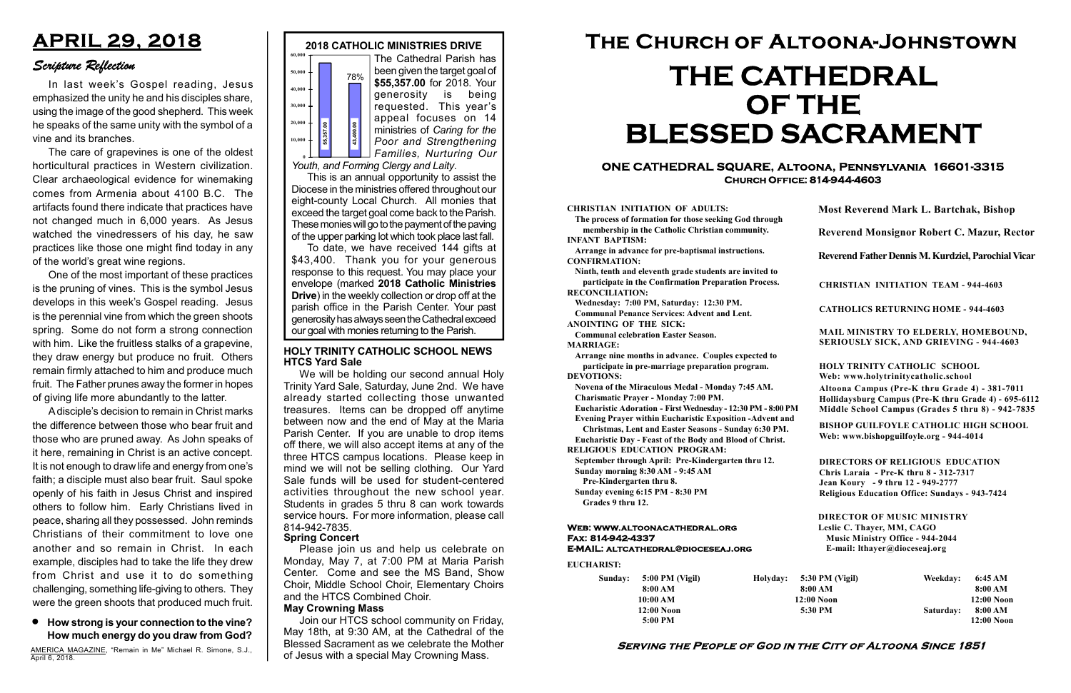# APRIL 29, 2018

## Scripture Reflection

In last week's Gospel reading, Jesus emphasized the unity he and his disciples share, using the image of the good shepherd. This week he speaks of the same unity with the symbol of a vine and its branches.

The care of grapevines is one of the oldest horticultural practices in Western civilization. Clear archaeological evidence for winemaking comes from Armenia about 4100 B.C. The artifacts found there indicate that practices have not changed much in 6,000 years. As Jesus watched the vinedressers of his day, he saw practices like those one might find today in any of the world's great wine regions.

One of the most important of these practices is the pruning of vines. This is the symbol Jesus develops in this week's Gospel reading. Jesus is the perennial vine from which the green shoots spring. Some do not form a strong connection with him. Like the fruitless stalks of a grapevine, they draw energy but produce no fruit. Others remain firmly attached to him and produce much fruit. The Father prunes away the former in hopes of giving life more abundantly to the latter.

A disciple's decision to remain in Christ marks the difference between those who bear fruit and those who are pruned away. As John speaks of it here, remaining in Christ is an active concept. It is not enough to draw life and energy from one's faith; a disciple must also bear fruit. Saul spoke openly of his faith in Jesus Christ and inspired others to follow him. Early Christians lived in peace, sharing all they possessed. John reminds Christians of their commitment to love one another and so remain in Christ. In each example, disciples had to take the life they drew from Christ and use it to do something challenging, something life-giving to others. They were the green shoots that produced much fruit.

- **How strong is your connection to the vine? How much energy do you draw from God?**

AMERICA MAGAZINE, "Remain in Me" Michael R. Simone, S.J., April 6, 2018.

## 2018 CATHOLIC MINISTRIES DRIVE

The Cathedral Parish has been given the target goal of **$55,357.00** for 2018. Your generosity is being requested. This year's appeal focuses on 14 ministries of *Caring for the Poor and Strengthening Families, Nurturing Our Youth, and Forming Clergy and Laity.*

This is an annual opportunity to assist the Diocese in the ministries offered throughout our eight-county Local Church. All monies that exceed the target goal come back to the Parish. These monies will go to the payment of the paving of the upper parking lot which took place last fall.

To date, we have received 144 gifts at $43,400. Thank you for your generous response to this request. You may place your envelope (marked **2018 Catholic Ministries Drive**) in the weekly collection or drop off at the parish office in the Parish Center. Your past generosity has always seen the Cathedral exceed our goal with monies returning to the Parish.

## HOLY TRINITY CATHOLIC SCHOOL NEWS

### HTCS Yard Sale

We will be holding our second annual Holy Trinity Yard Sale, Saturday, June 2nd. We have already started collecting those unwanted treasures. Items can be dropped off anytime between now and the end of May at the Maria Parish Center. If you are unable to drop items off there, we will also accept items at any of the three HTCS campus locations. Please keep in mind we will not be selling clothing. Our Yard Sale funds will be used for student-centered activities throughout the new school year. Students in grades 5 thru 8 can work towards service hours. For more information, please call 814-942-7835.

### Spring Concert

Please join us and help us celebrate on Monday, May 7, at 7:00 PM at Maria Parish Center. Come and see the MS Band, Show Choir, Middle School Choir, Elementary Choirs and the HTCS Combined Choir.

### May Crowning Mass

Join our HTCS school community on Friday, May 18th, at 9:30 AM, at the Cathedral of the Blessed Sacrament as we celebrate the Mother of Jesus with a special May Crowning Mass.

# The Church of Altoona-Johnstown

# THE CATHEDRAL OF THE BLESSED SACRAMENT

**ONE CATHEDRAL SQUARE, Altoona, Pennsylvania 16601-3315**
**Church Office: 814-944-4603**

**CHRISTIAN INITIATION OF ADULTS:**
The process of formation for those seeking God through membership in the Catholic Christian community.

**INFANT BAPTISM:**
Arrange in advance for pre-baptismal instructions.

**CONFIRMATION:**
Ninth, tenth and eleventh grade students are invited to participate in the Confirmation Preparation Process.

**RECONCILIATION:**
Wednesday: 7:00 PM, Saturday: 12:30 PM.
Communal Penance Services: Advent and Lent.

**ANOINTING OF THE SICK:**
Communal celebration Easter Season.

**MARRIAGE:**
Arrange nine months in advance. Couples expected to participate in pre-marriage preparation program.

**DEVOTIONS:**
Novena of the Miraculous Medal - Monday 7:45 AM.
Charismatic Prayer - Monday 7:00 PM.
Eucharistic Adoration - First Wednesday - 12:30 PM - 8:00 PM
Evening Prayer within Eucharistic Exposition -Advent and Christmas, Lent and Easter Seasons - Sunday 6:30 PM.
Eucharistic Day - Feast of the Body and Blood of Christ.

**RELIGIOUS EDUCATION PROGRAM:**
September through April: Pre-Kindergarten thru 12.
Sunday morning 8:30 AM - 9:45 AM
Pre-Kindergarten thru 8.
Sunday evening 6:15 PM - 8:30 PM
Grades 9 thru 12.

**Most Reverend Mark L. Bartchak, Bishop**

**Reverend Monsignor Robert C. Mazur, Rector**

**Reverend Father Dennis M. Kurdziel, Parochial Vicar**

**CHRISTIAN INITIATION TEAM - 944-4603**

**CATHOLICS RETURNING HOME - 944-4603**

**MAIL MINISTRY TO ELDERLY, HOMEBOUND, SERIOUSLY SICK, AND GRIEVING - 944-4603**

**HOLY TRINITY CATHOLIC SCHOOL**
Web: www.holytrinitycatholic.school
Altoona Campus (Pre-K thru Grade 4) - 381-7011
Hollidaysburg Campus (Pre-K thru Grade 4) - 695-6112
Middle School Campus (Grades 5 thru 8) - 942-7835

**BISHOP GUILFOYLE CATHOLIC HIGH SCHOOL**
Web: www.bishopguilfoyle.org - 944-4014

**DIRECTORS OF RELIGIOUS EDUCATION**
Chris Laraia - Pre-K thru 8 - 312-7317
Jean Koury - 9 thru 12 - 949-2777
Religious Education Office: Sundays - 943-7424

**DIRECTOR OF MUSIC MINISTRY**
Leslie C. Thayer, MM, CAGO
Music Ministry Office - 944-2044
E-mail: lthayer@dioceseaj.org

**Web: www.altoonacathedral.org**
**Fax: 814-942-4337**
**E-MAIL: altcathedral@dioceseaj.org**

**EUCHARIST:**

| | | | | | |
|---|---|---|---|---|---|
| Sunday: | 5:00 PM (Vigil) | Holyday: | 5:30 PM (Vigil) | Weekday: | 6:45 AM |
| | 8:00 AM | | 8:00 AM | | 8:00 AM |
| | 10:00 AM | | 12:00 Noon | | 12:00 Noon |
| | 12:00 Noon | | 5:30 PM | Saturday: | 8:00 AM |
| | 5:00 PM | | | | 12:00 Noon |

**Serving the People of God in the City of Altoona Since 1851**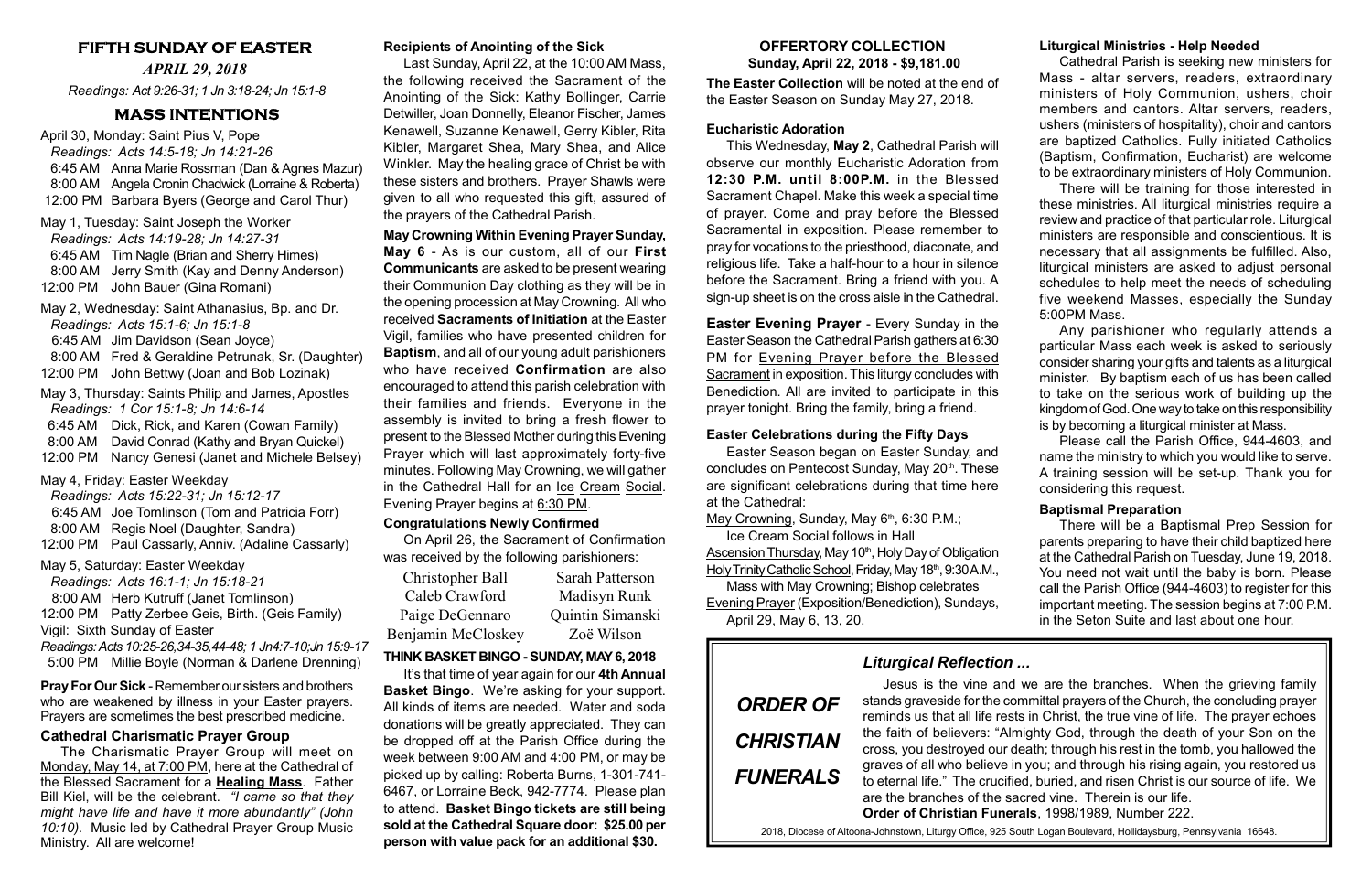# FIFTH SUNDAY OF EASTER

*APRIL 29, 2018*

*Readings: Act 9:26-31; 1 Jn 3:18-24; Jn 15:1-8*

## MASS INTENTIONS

April 30, Monday: Saint Pius V, Pope
*Readings: Acts 14:5-18; Jn 14:21-26*
6:45 AM Anna Marie Rossman (Dan & Agnes Mazur)
8:00 AM Angela Cronin Chadwick (Lorraine & Roberta)
12:00 PM Barbara Byers (George and Carol Thur)

May 1, Tuesday: Saint Joseph the Worker
*Readings: Acts 14:19-28; Jn 14:27-31*
6:45 AM Tim Nagle (Brian and Sherry Himes)
8:00 AM Jerry Smith (Kay and Denny Anderson)
12:00 PM John Bauer (Gina Romani)

May 2, Wednesday: Saint Athanasius, Bp. and Dr.
*Readings: Acts 15:1-6; Jn 15:1-8*
6:45 AM Jim Davidson (Sean Joyce)
8:00 AM Fred & Geraldine Petrunak, Sr. (Daughter)
12:00 PM John Bettwy (Joan and Bob Lozinak)

May 3, Thursday: Saints Philip and James, Apostles
*Readings: 1 Cor 15:1-8; Jn 14:6-14*
6:45 AM Dick, Rick, and Karen (Cowan Family)
8:00 AM David Conrad (Kathy and Bryan Quickel)
12:00 PM Nancy Genesi (Janet and Michele Belsey)

May 4, Friday: Easter Weekday
*Readings: Acts 15:22-31; Jn 15:12-17*
6:45 AM Joe Tomlinson (Tom and Patricia Forr)
8:00 AM Regis Noel (Daughter, Sandra)
12:00 PM Paul Cassarly, Anniv. (Adaline Cassarly)

May 5, Saturday: Easter Weekday
*Readings: Acts 16:1-1; Jn 15:18-21*
8:00 AM Herb Kutruff (Janet Tomlinson)
12:00 PM Patty Zerbee Geis, Birth. (Geis Family)
Vigil: Sixth Sunday of Easter
*Readings: Acts 10:25-26,34-35,44-48; 1 Jn4:7-10;Jn 15:9-17*
5:00 PM Millie Boyle (Norman & Darlene Drenning)

**Pray For Our Sick** - Remember our sisters and brothers who are weakened by illness in your Easter prayers. Prayers are sometimes the best prescribed medicine.

### Cathedral Charismatic Prayer Group

The Charismatic Prayer Group will meet on Monday, May 14, at 7:00 PM, here at the Cathedral of the Blessed Sacrament for a **Healing Mass**. Father Bill Kiel, will be the celebrant. *"I came so that they might have life and have it more abundantly" (John 10:10).* Music led by Cathedral Prayer Group Music Ministry. All are welcome!

### Recipients of Anointing of the Sick

Last Sunday, April 22, at the 10:00 AM Mass, the following received the Sacrament of the Anointing of the Sick: Kathy Bollinger, Carrie Detwiller, Joan Donnelly, Eleanor Fischer, James Kenawell, Suzanne Kenawell, Gerry Kibler, Rita Kibler, Margaret Shea, Mary Shea, and Alice Winkler. May the healing grace of Christ be with these sisters and brothers. Prayer Shawls were given to all who requested this gift, assured of the prayers of the Cathedral Parish.

**May Crowning Within Evening Prayer Sunday, May 6** - As is our custom, all of our **First Communicants** are asked to be present wearing their Communion Day clothing as they will be in the opening procession at May Crowning. All who received **Sacraments of Initiation** at the Easter Vigil, families who have presented children for **Baptism**, and all of our young adult parishioners who have received **Confirmation** are also encouraged to attend this parish celebration with their families and friends. Everyone in the assembly is invited to bring a fresh flower to present to the Blessed Mother during this Evening Prayer which will last approximately forty-five minutes. Following May Crowning, we will gather in the Cathedral Hall for an Ice Cream Social. Evening Prayer begins at 6:30 PM.

### Congratulations Newly Confirmed

On April 26, the Sacrament of Confirmation was received by the following parishioners:

| | |
|---|---|
| Christopher Ball | Sarah Patterson |
| Caleb Crawford | Madisyn Runk |
| Paige DeGennaro | Quintin Simanski |
| Benjamin McCloskey | Zoë Wilson |

### THINK BASKET BINGO - SUNDAY, MAY 6, 2018

It's that time of year again for our **4th Annual Basket Bingo**. We're asking for your support. All kinds of items are needed. Water and soda donations will be greatly appreciated. They can be dropped off at the Parish Office during the week between 9:00 AM and 4:00 PM, or may be picked up by calling: Roberta Burns, 1-301-741-6467, or Lorraine Beck, 942-7774. Please plan to attend. **Basket Bingo tickets are still being sold at the Cathedral Square door: $25.00 per person with value pack for an additional $30.**

### OFFERTORY COLLECTION
**Sunday, April 22, 2018 - $9,181.00**

**The Easter Collection** will be noted at the end of the Easter Season on Sunday May 27, 2018.

### Eucharistic Adoration

This Wednesday, **May 2**, Cathedral Parish will observe our monthly Eucharistic Adoration from **12:30 P.M. until 8:00P.M.** in the Blessed Sacrament Chapel. Make this week a special time of prayer. Come and pray before the Blessed Sacramental in exposition. Please remember to pray for vocations to the priesthood, diaconate, and religious life. Take a half-hour to a hour in silence before the Sacrament. Bring a friend with you. A sign-up sheet is on the cross aisle in the Cathedral.

**Easter Evening Prayer** - Every Sunday in the Easter Season the Cathedral Parish gathers at 6:30 PM for Evening Prayer before the Blessed Sacrament in exposition. This liturgy concludes with Benediction. All are invited to participate in this prayer tonight. Bring the family, bring a friend.

### Easter Celebrations during the Fifty Days

Easter Season began on Easter Sunday, and concludes on Pentecost Sunday, May 20th. These are significant celebrations during that time here at the Cathedral:

May Crowning, Sunday, May 6th, 6:30 P.M.;
Ice Cream Social follows in Hall
Ascension Thursday, May 10th, Holy Day of Obligation
Holy Trinity Catholic School, Friday, May 18th, 9:30A.M.,
Mass with May Crowning; Bishop celebrates
Evening Prayer (Exposition/Benediction), Sundays, April 29, May 6, 13, 20.

### Liturgical Ministries - Help Needed

Cathedral Parish is seeking new ministers for Mass - altar servers, readers, extraordinary ministers of Holy Communion, ushers, choir members and cantors. Altar servers, readers, ushers (ministers of hospitality), choir and cantors are baptized Catholics. Fully initiated Catholics (Baptism, Confirmation, Eucharist) are welcome to be extraordinary ministers of Holy Communion.

There will be training for those interested in these ministries. All liturgical ministries require a review and practice of that particular role. Liturgical ministers are responsible and conscientious. It is necessary that all assignments be fulfilled. Also, liturgical ministers are asked to adjust personal schedules to help meet the needs of scheduling five weekend Masses, especially the Sunday 5:00PM Mass.

Any parishioner who regularly attends a particular Mass each week is asked to seriously consider sharing your gifts and talents as a liturgical minister. By baptism each of us has been called to take on the serious work of building up the kingdom of God. One way to take on this responsibility is by becoming a liturgical minister at Mass.

Please call the Parish Office, 944-4603, and name the ministry to which you would like to serve. A training session will be set-up. Thank you for considering this request.

### Baptismal Preparation

There will be a Baptismal Prep Session for parents preparing to have their child baptized here at the Cathedral Parish on Tuesday, June 19, 2018. You need not wait until the baby is born. Please call the Parish Office (944-4603) to register for this important meeting. The session begins at 7:00 P.M. in the Seton Suite and last about one hour.

## *Liturgical Reflection ...*

***ORDER OF CHRISTIAN FUNERALS***

Jesus is the vine and we are the branches. When the grieving family stands graveside for the committal prayers of the Church, the concluding prayer reminds us that all life rests in Christ, the true vine of life. The prayer echoes the faith of believers: "Almighty God, through the death of your Son on the cross, you destroyed our death; through his rest in the tomb, you hallowed the graves of all who believe in you; and through his rising again, you restored us to eternal life." The crucified, buried, and risen Christ is our source of life. We are the branches of the sacred vine. Therein is our life.
**Order of Christian Funerals**, 1998/1989, Number 222.

2018, Diocese of Altoona-Johnstown, Liturgy Office, 925 South Logan Boulevard, Hollidaysburg, Pennsylvania 16648.